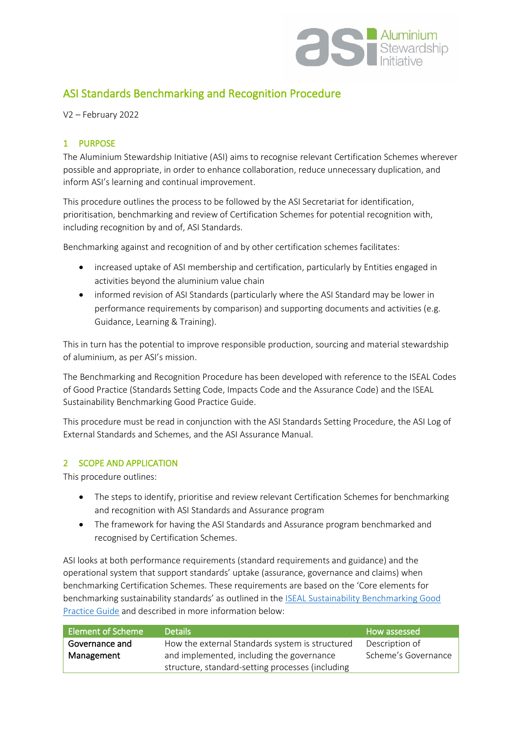# ASI Standards Benchmarking and Recognition Procedure

V2 – February 2022

## 1 PURPOSE

The Aluminium Stewardship Initiative (ASI) aims to recognise relevant Certification Schemes wherever possible and appropriate, in order to enhance collaboration, reduce unnecessary duplication, and inform ASI's learning and continual improvement.

This procedure outlines the process to be followed by the ASI Secretariat for identification, prioritisation, benchmarking and review of Certification Schemes for potential recognition with, including recognition by and of, ASI Standards.

Benchmarking against and recognition of and by other certification schemes facilitates:

- increased uptake of ASI membership and certification, particularly by Entities engaged in activities beyond the aluminium value chain
- informed revision of ASI Standards (particularly where the ASI Standard may be lower in performance requirements by comparison) and supporting documents and activities (e.g. Guidance, Learning & Training).

This in turn has the potential to improve responsible production, sourcing and material stewardship of aluminium, as per ASI's mission.

The Benchmarking and Recognition Procedure has been developed with reference to the ISEAL Codes of Good Practice (Standards Setting Code, Impacts Code and the Assurance Code) and the ISEAL Sustainability Benchmarking Good Practice Guide.

This procedure must be read in conjunction with the ASI Standards Setting Procedure, the ASI Log of External Standards and Schemes, and the ASI Assurance Manual.

## 2 SCOPE AND APPLICATION

This procedure outlines:

- The steps to identify, prioritise and review relevant Certification Schemes for benchmarking and recognition with ASI Standards and Assurance program
- The framework for having the ASI Standards and Assurance program benchmarked and recognised by Certification Schemes.

ASI looks at both performance requirements (standard requirements and guidance) and the operational system that support standards' uptake (assurance, governance and claims) when benchmarking Certification Schemes. These requirements are based on the 'Core elements for benchmarking sustainability standards' as outlined in the ISEAL Sustainability Benchmarking Good Practice Guide and described in more information below:

| Element of Scheme | Details | How assessed |
|---|---|---|
| **Governance and Management** | How the external Standards system is structured and implemented, including the governance structure, standard-setting processes (including | Description of Scheme's Governance |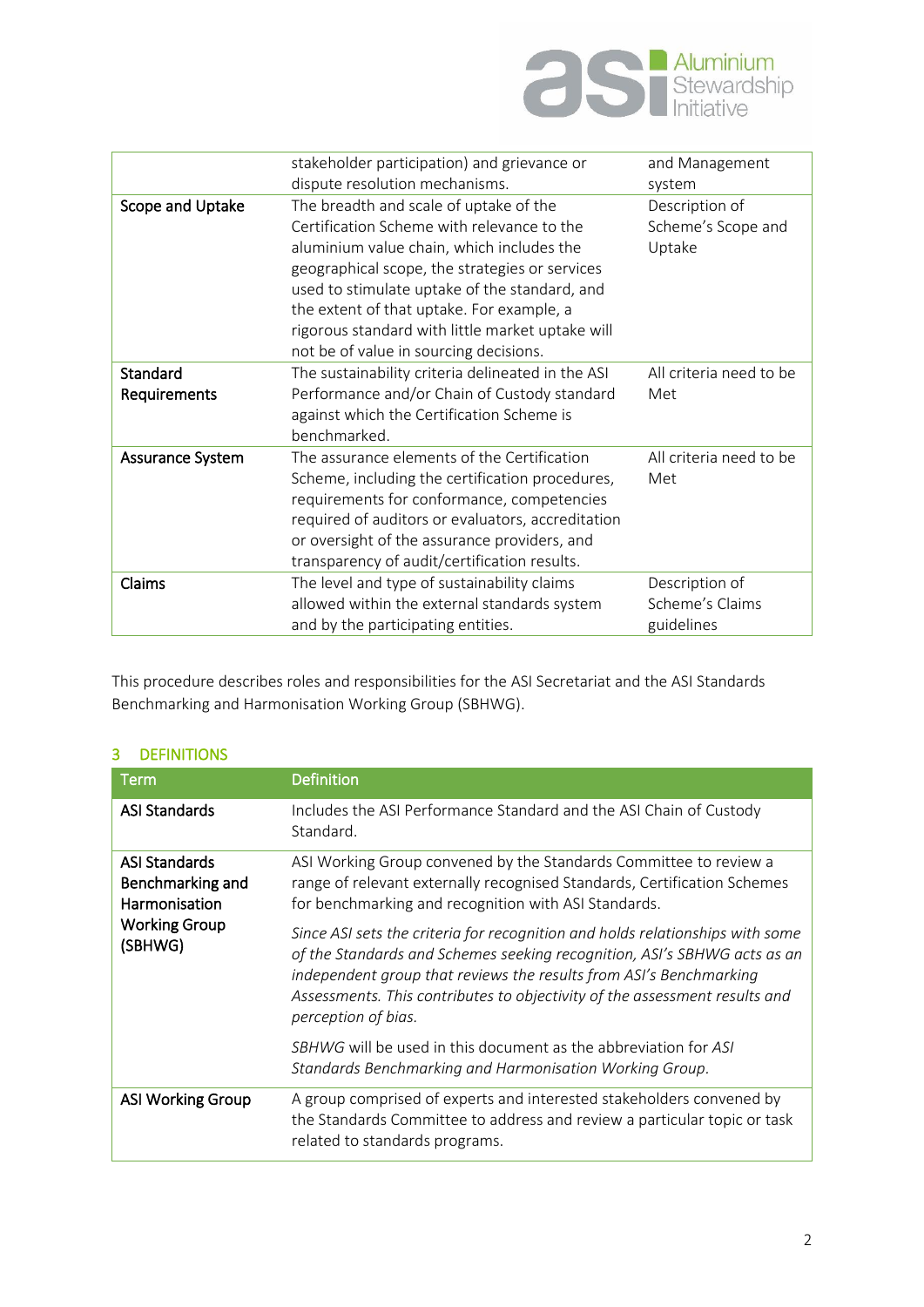|  |  |  |
|---|---|---|
|  | stakeholder participation) and grievance or dispute resolution mechanisms. | and Management system |
| Scope and Uptake | The breadth and scale of uptake of the Certification Scheme with relevance to the aluminium value chain, which includes the geographical scope, the strategies or services used to stimulate uptake of the standard, and the extent of that uptake. For example, a rigorous standard with little market uptake will not be of value in sourcing decisions. | Description of Scheme's Scope and Uptake |
| Standard Requirements | The sustainability criteria delineated in the ASI Performance and/or Chain of Custody standard against which the Certification Scheme is benchmarked. | All criteria need to be Met |
| Assurance System | The assurance elements of the Certification Scheme, including the certification procedures, requirements for conformance, competencies required of auditors or evaluators, accreditation or oversight of the assurance providers, and transparency of audit/certification results. | All criteria need to be Met |
| Claims | The level and type of sustainability claims allowed within the external standards system and by the participating entities. | Description of Scheme's Claims guidelines |

This procedure describes roles and responsibilities for the ASI Secretariat and the ASI Standards Benchmarking and Harmonisation Working Group (SBHWG).

## 3 DEFINITIONS

| Term | Definition |
|---|---|
| **ASI Standards** | Includes the ASI Performance Standard and the ASI Chain of Custody Standard. |
| **ASI Standards Benchmarking and Harmonisation Working Group (SBHWG)** | ASI Working Group convened by the Standards Committee to review a range of relevant externally recognised Standards, Certification Schemes for benchmarking and recognition with ASI Standards.<br><br>*Since ASI sets the criteria for recognition and holds relationships with some of the Standards and Schemes seeking recognition, ASI's SBHWG acts as an independent group that reviews the results from ASI's Benchmarking Assessments. This contributes to objectivity of the assessment results and perception of bias.*<br><br>*SBHWG* will be used in this document as the abbreviation for *ASI Standards Benchmarking and Harmonisation Working Group*. |
| **ASI Working Group** | A group comprised of experts and interested stakeholders convened by the Standards Committee to address and review a particular topic or task related to standards programs. |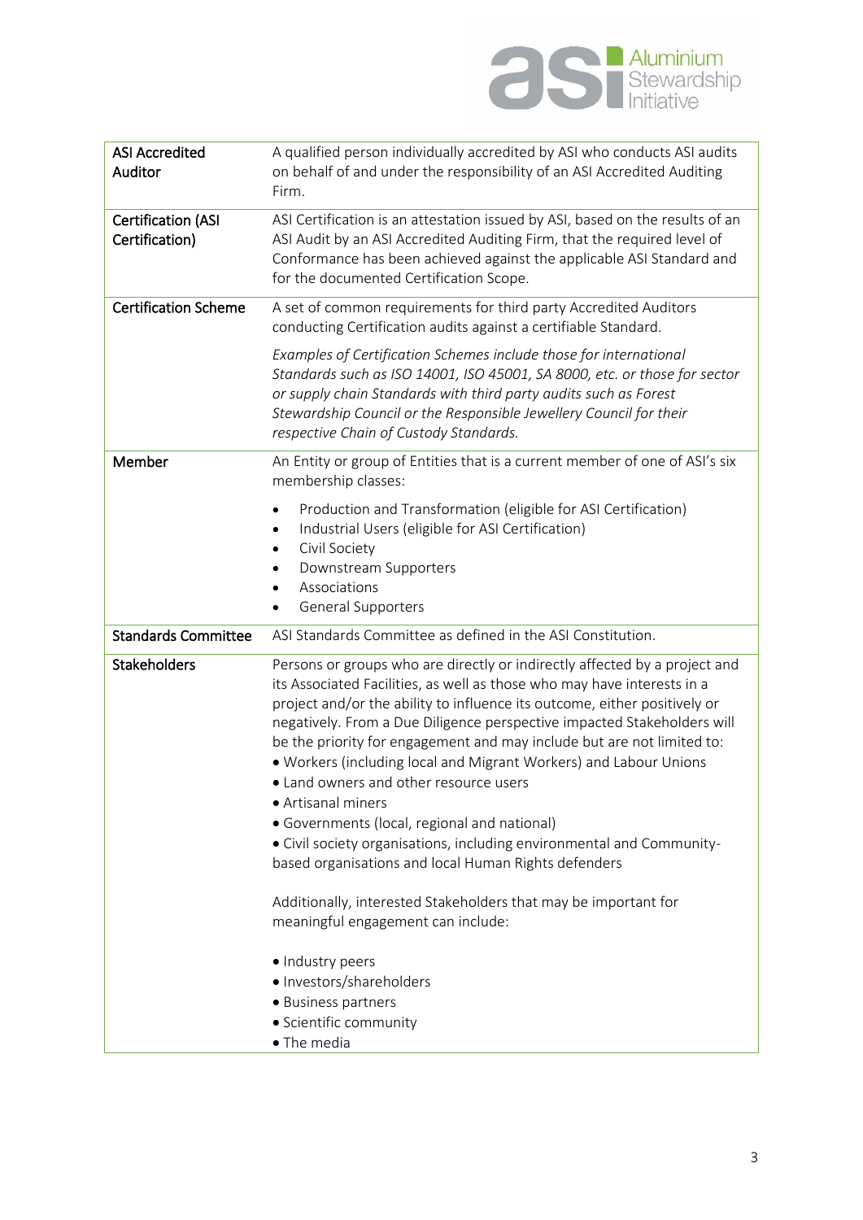| | |
|---|---|
| **ASI Accredited Auditor** | A qualified person individually accredited by ASI who conducts ASI audits on behalf of and under the responsibility of an ASI Accredited Auditing Firm. |
| **Certification (ASI Certification)** | ASI Certification is an attestation issued by ASI, based on the results of an ASI Audit by an ASI Accredited Auditing Firm, that the required level of Conformance has been achieved against the applicable ASI Standard and for the documented Certification Scope. |
| **Certification Scheme** | A set of common requirements for third party Accredited Auditors conducting Certification audits against a certifiable Standard.<br><br>*Examples of Certification Schemes include those for international Standards such as ISO 14001, ISO 45001, SA 8000, etc. or those for sector or supply chain Standards with third party audits such as Forest Stewardship Council or the Responsible Jewellery Council for their respective Chain of Custody Standards.* |
| **Member** | An Entity or group of Entities that is a current member of one of ASI's six membership classes:<br>• Production and Transformation (eligible for ASI Certification)<br>• Industrial Users (eligible for ASI Certification)<br>• Civil Society<br>• Downstream Supporters<br>• Associations<br>• General Supporters |
| **Standards Committee** | ASI Standards Committee as defined in the ASI Constitution. |
| **Stakeholders** | Persons or groups who are directly or indirectly affected by a project and its Associated Facilities, as well as those who may have interests in a project and/or the ability to influence its outcome, either positively or negatively. From a Due Diligence perspective impacted Stakeholders will be the priority for engagement and may include but are not limited to:<br>• Workers (including local and Migrant Workers) and Labour Unions<br>• Land owners and other resource users<br>• Artisanal miners<br>• Governments (local, regional and national)<br>• Civil society organisations, including environmental and Community-based organisations and local Human Rights defenders<br><br>Additionally, interested Stakeholders that may be important for meaningful engagement can include:<br><br>• Industry peers<br>• Investors/shareholders<br>• Business partners<br>• Scientific community<br>• The media |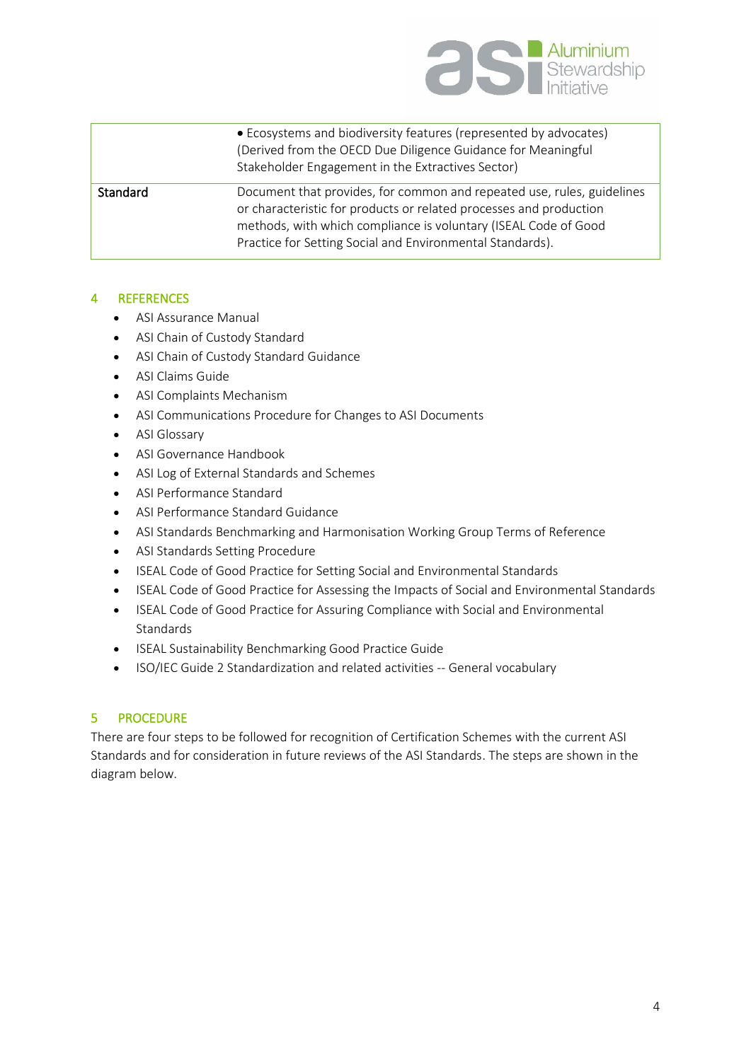|  |  |
| --- | --- |
|  | • Ecosystems and biodiversity features (represented by advocates) (Derived from the OECD Due Diligence Guidance for Meaningful Stakeholder Engagement in the Extractives Sector) |
| Standard | Document that provides, for common and repeated use, rules, guidelines or characteristic for products or related processes and production methods, with which compliance is voluntary (ISEAL Code of Good Practice for Setting Social and Environmental Standards). |

## 4 REFERENCES

- ASI Assurance Manual
- ASI Chain of Custody Standard
- ASI Chain of Custody Standard Guidance
- ASI Claims Guide
- ASI Complaints Mechanism
- ASI Communications Procedure for Changes to ASI Documents
- ASI Glossary
- ASI Governance Handbook
- ASI Log of External Standards and Schemes
- ASI Performance Standard
- ASI Performance Standard Guidance
- ASI Standards Benchmarking and Harmonisation Working Group Terms of Reference
- ASI Standards Setting Procedure
- ISEAL Code of Good Practice for Setting Social and Environmental Standards
- ISEAL Code of Good Practice for Assessing the Impacts of Social and Environmental Standards
- ISEAL Code of Good Practice for Assuring Compliance with Social and Environmental Standards
- ISEAL Sustainability Benchmarking Good Practice Guide
- ISO/IEC Guide 2 Standardization and related activities -- General vocabulary

## 5 PROCEDURE

There are four steps to be followed for recognition of Certification Schemes with the current ASI Standards and for consideration in future reviews of the ASI Standards. The steps are shown in the diagram below.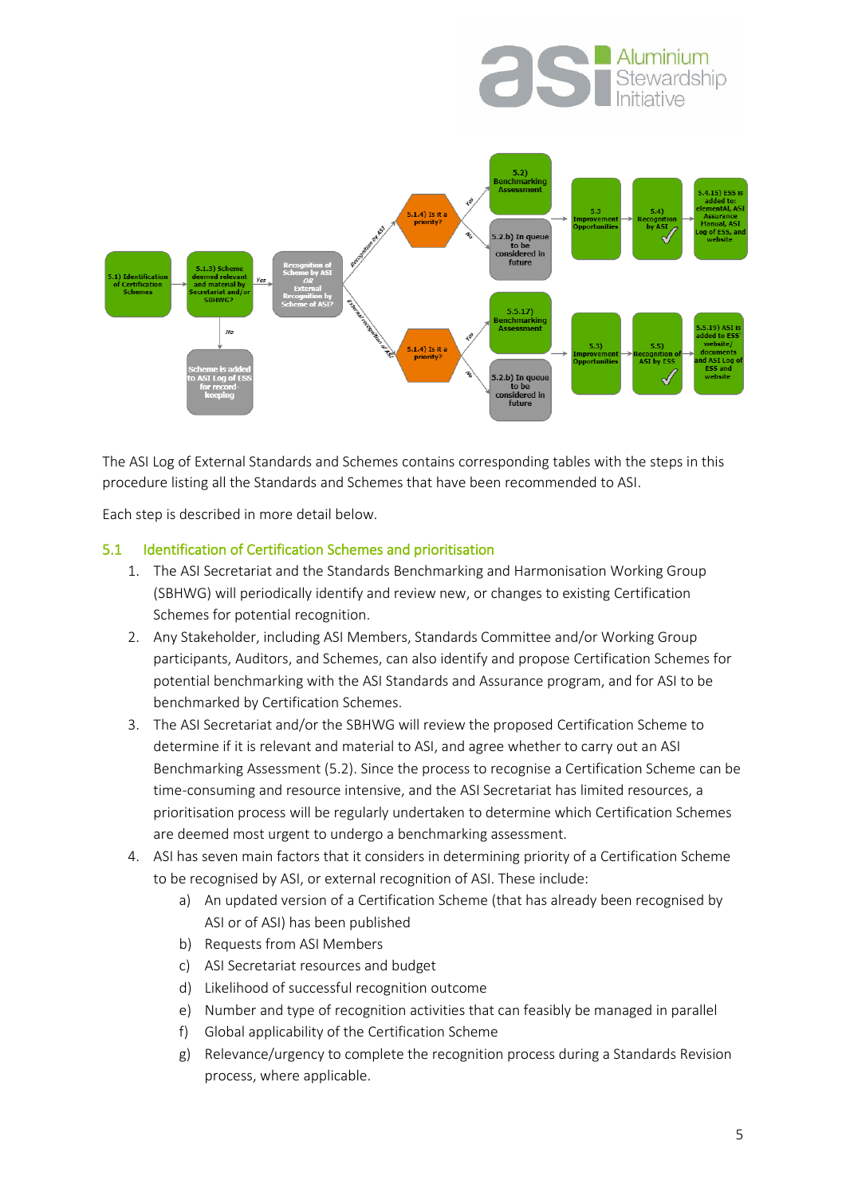The ASI Log of External Standards and Schemes contains corresponding tables with the steps in this procedure listing all the Standards and Schemes that have been recommended to ASI.

Each step is described in more detail below.

## 5.1 Identification of Certification Schemes and prioritisation

1. The ASI Secretariat and the Standards Benchmarking and Harmonisation Working Group (SBHWG) will periodically identify and review new, or changes to existing Certification Schemes for potential recognition.
2. Any Stakeholder, including ASI Members, Standards Committee and/or Working Group participants, Auditors, and Schemes, can also identify and propose Certification Schemes for potential benchmarking with the ASI Standards and Assurance program, and for ASI to be benchmarked by Certification Schemes.
3. The ASI Secretariat and/or the SBHWG will review the proposed Certification Scheme to determine if it is relevant and material to ASI, and agree whether to carry out an ASI Benchmarking Assessment (5.2). Since the process to recognise a Certification Scheme can be time-consuming and resource intensive, and the ASI Secretariat has limited resources, a prioritisation process will be regularly undertaken to determine which Certification Schemes are deemed most urgent to undergo a benchmarking assessment.
4. ASI has seven main factors that it considers in determining priority of a Certification Scheme to be recognised by ASI, or external recognition of ASI. These include:
   a) An updated version of a Certification Scheme (that has already been recognised by ASI or of ASI) has been published
   b) Requests from ASI Members
   c) ASI Secretariat resources and budget
   d) Likelihood of successful recognition outcome
   e) Number and type of recognition activities that can feasibly be managed in parallel
   f) Global applicability of the Certification Scheme
   g) Relevance/urgency to complete the recognition process during a Standards Revision process, where applicable.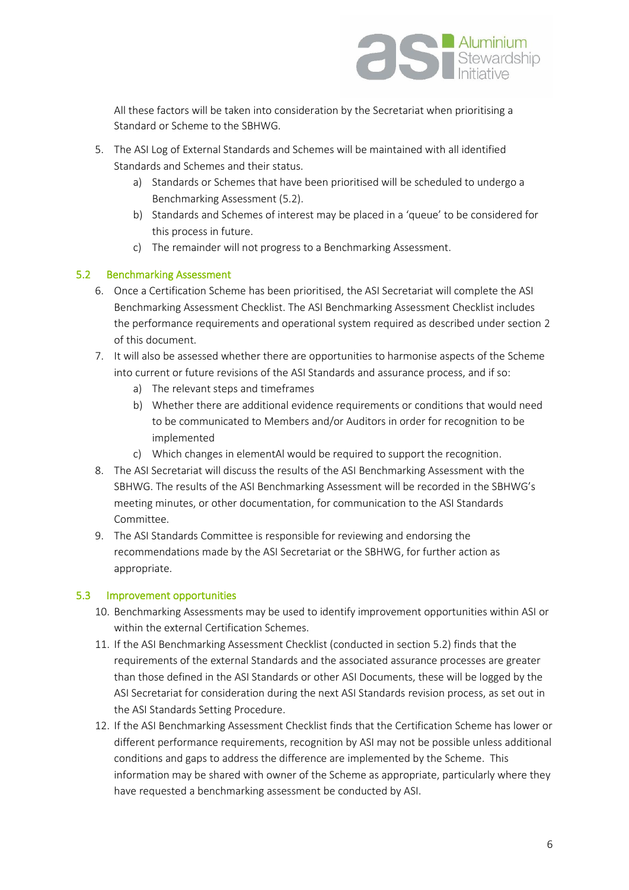All these factors will be taken into consideration by the Secretariat when prioritising a Standard or Scheme to the SBHWG.

5. The ASI Log of External Standards and Schemes will be maintained with all identified Standards and Schemes and their status.
   a) Standards or Schemes that have been prioritised will be scheduled to undergo a Benchmarking Assessment (5.2).
   b) Standards and Schemes of interest may be placed in a 'queue' to be considered for this process in future.
   c) The remainder will not progress to a Benchmarking Assessment.

## 5.2 Benchmarking Assessment

6. Once a Certification Scheme has been prioritised, the ASI Secretariat will complete the ASI Benchmarking Assessment Checklist. The ASI Benchmarking Assessment Checklist includes the performance requirements and operational system required as described under section 2 of this document.
7. It will also be assessed whether there are opportunities to harmonise aspects of the Scheme into current or future revisions of the ASI Standards and assurance process, and if so:
   a) The relevant steps and timeframes
   b) Whether there are additional evidence requirements or conditions that would need to be communicated to Members and/or Auditors in order for recognition to be implemented
   c) Which changes in elementAl would be required to support the recognition.
8. The ASI Secretariat will discuss the results of the ASI Benchmarking Assessment with the SBHWG. The results of the ASI Benchmarking Assessment will be recorded in the SBHWG's meeting minutes, or other documentation, for communication to the ASI Standards Committee.
9. The ASI Standards Committee is responsible for reviewing and endorsing the recommendations made by the ASI Secretariat or the SBHWG, for further action as appropriate.

## 5.3 Improvement opportunities

10. Benchmarking Assessments may be used to identify improvement opportunities within ASI or within the external Certification Schemes.
11. If the ASI Benchmarking Assessment Checklist (conducted in section 5.2) finds that the requirements of the external Standards and the associated assurance processes are greater than those defined in the ASI Standards or other ASI Documents, these will be logged by the ASI Secretariat for consideration during the next ASI Standards revision process, as set out in the ASI Standards Setting Procedure.
12. If the ASI Benchmarking Assessment Checklist finds that the Certification Scheme has lower or different performance requirements, recognition by ASI may not be possible unless additional conditions and gaps to address the difference are implemented by the Scheme. This information may be shared with owner of the Scheme as appropriate, particularly where they have requested a benchmarking assessment be conducted by ASI.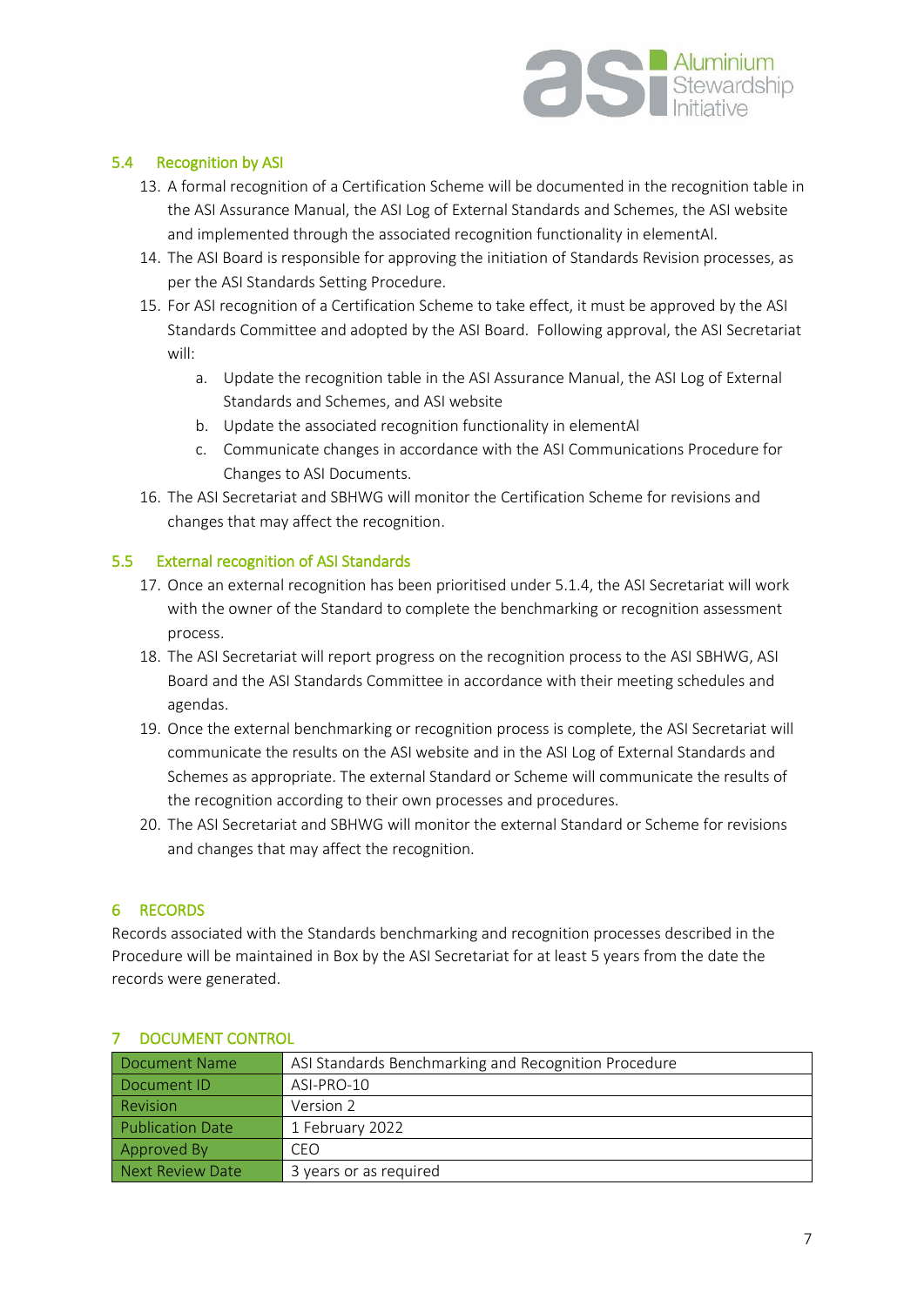### 5.4 Recognition by ASI

13. A formal recognition of a Certification Scheme will be documented in the recognition table in the ASI Assurance Manual, the ASI Log of External Standards and Schemes, the ASI website and implemented through the associated recognition functionality in elementAl.
14. The ASI Board is responsible for approving the initiation of Standards Revision processes, as per the ASI Standards Setting Procedure.
15. For ASI recognition of a Certification Scheme to take effect, it must be approved by the ASI Standards Committee and adopted by the ASI Board. Following approval, the ASI Secretariat will:
    a. Update the recognition table in the ASI Assurance Manual, the ASI Log of External Standards and Schemes, and ASI website
    b. Update the associated recognition functionality in elementAl
    c. Communicate changes in accordance with the ASI Communications Procedure for Changes to ASI Documents.
16. The ASI Secretariat and SBHWG will monitor the Certification Scheme for revisions and changes that may affect the recognition.

### 5.5 External recognition of ASI Standards

17. Once an external recognition has been prioritised under 5.1.4, the ASI Secretariat will work with the owner of the Standard to complete the benchmarking or recognition assessment process.
18. The ASI Secretariat will report progress on the recognition process to the ASI SBHWG, ASI Board and the ASI Standards Committee in accordance with their meeting schedules and agendas.
19. Once the external benchmarking or recognition process is complete, the ASI Secretariat will communicate the results on the ASI website and in the ASI Log of External Standards and Schemes as appropriate. The external Standard or Scheme will communicate the results of the recognition according to their own processes and procedures.
20. The ASI Secretariat and SBHWG will monitor the external Standard or Scheme for revisions and changes that may affect the recognition.

## 6 RECORDS

Records associated with the Standards benchmarking and recognition processes described in the Procedure will be maintained in Box by the ASI Secretariat for at least 5 years from the date the records were generated.

## 7 DOCUMENT CONTROL

| Document Name | ASI Standards Benchmarking and Recognition Procedure |
|---|---|
| Document ID | ASI-PRO-10 |
| Revision | Version 2 |
| Publication Date | 1 February 2022 |
| Approved By | CEO |
| Next Review Date | 3 years or as required |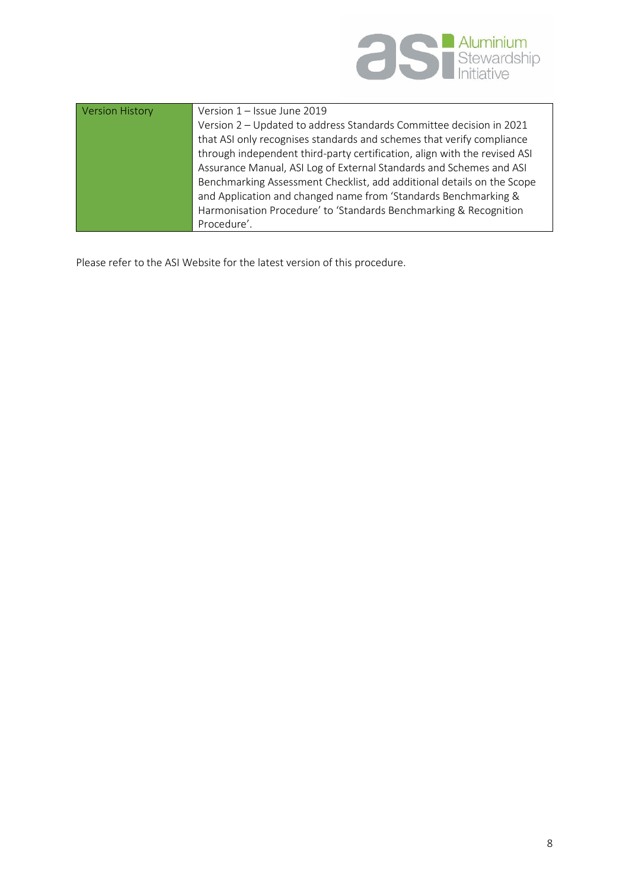| | |
|---|---|
| Version History | Version 1 – Issue June 2019<br>Version 2 – Updated to address Standards Committee decision in 2021 that ASI only recognises standards and schemes that verify compliance through independent third-party certification, align with the revised ASI Assurance Manual, ASI Log of External Standards and Schemes and ASI Benchmarking Assessment Checklist, add additional details on the Scope and Application and changed name from 'Standards Benchmarking & Harmonisation Procedure' to 'Standards Benchmarking & Recognition Procedure'. |

Please refer to the ASI Website for the latest version of this procedure.